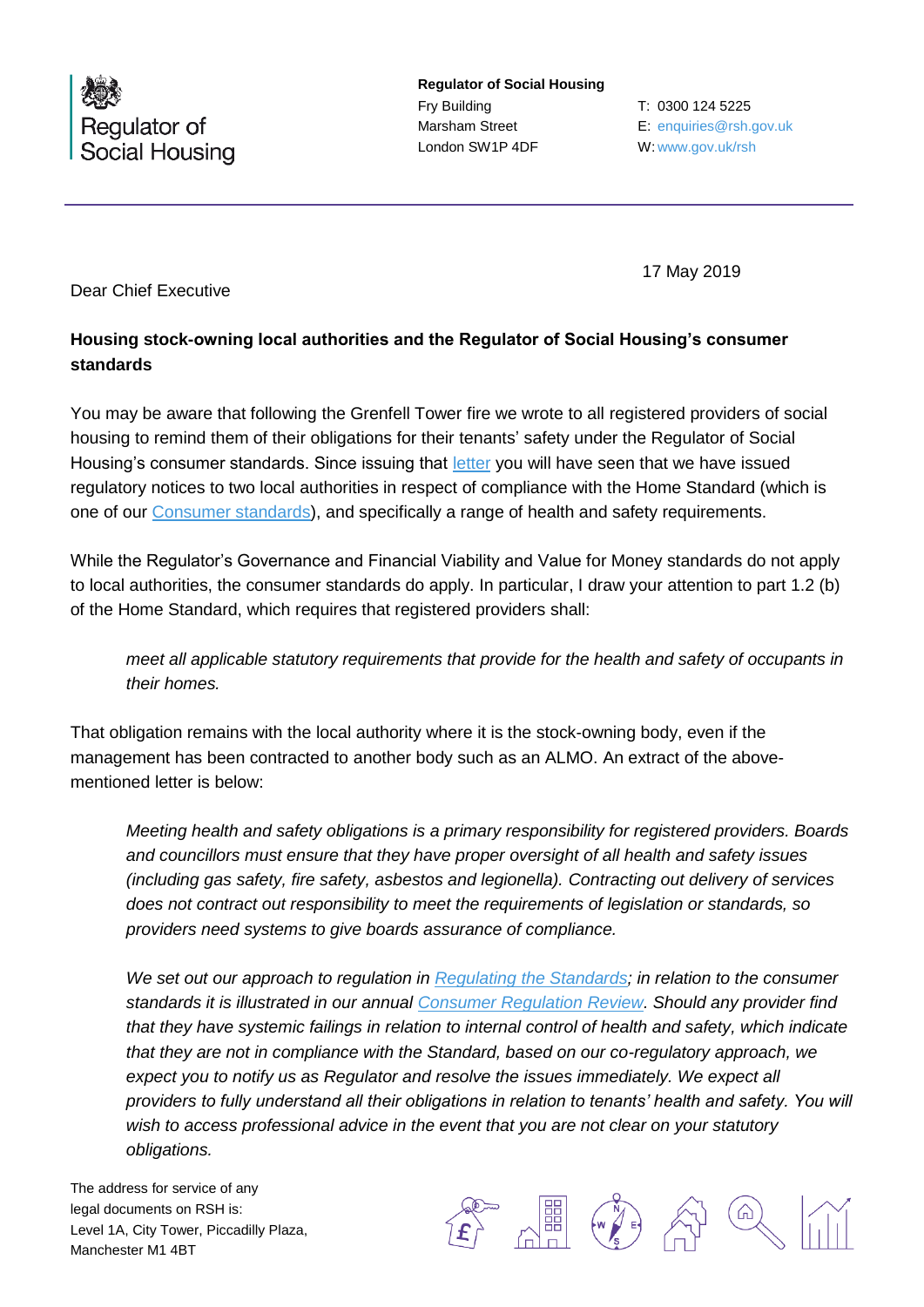Regulator of Social Housing

**Regulator of Social Housing**
Fry Building
Marsham Street
London SW1P 4DF

T: 0300 124 5225
E: enquiries@rsh.gov.uk
W: www.gov.uk/rsh

17 May 2019

Dear Chief Executive

**Housing stock-owning local authorities and the Regulator of Social Housing's consumer standards**

You may be aware that following the Grenfell Tower fire we wrote to all registered providers of social housing to remind them of their obligations for their tenants' safety under the Regulator of Social Housing's consumer standards. Since issuing that letter you will have seen that we have issued regulatory notices to two local authorities in respect of compliance with the Home Standard (which is one of our Consumer standards), and specifically a range of health and safety requirements.

While the Regulator's Governance and Financial Viability and Value for Money standards do not apply to local authorities, the consumer standards do apply. In particular, I draw your attention to part 1.2 (b) of the Home Standard, which requires that registered providers shall:

> *meet all applicable statutory requirements that provide for the health and safety of occupants in their homes.*

That obligation remains with the local authority where it is the stock-owning body, even if the management has been contracted to another body such as an ALMO. An extract of the above-mentioned letter is below:

> *Meeting health and safety obligations is a primary responsibility for registered providers. Boards and councillors must ensure that they have proper oversight of all health and safety issues (including gas safety, fire safety, asbestos and legionella). Contracting out delivery of services does not contract out responsibility to meet the requirements of legislation or standards, so providers need systems to give boards assurance of compliance.*
>
> *We set out our approach to regulation in Regulating the Standards; in relation to the consumer standards it is illustrated in our annual Consumer Regulation Review. Should any provider find that they have systemic failings in relation to internal control of health and safety, which indicate that they are not in compliance with the Standard, based on our co-regulatory approach, we expect you to notify us as Regulator and resolve the issues immediately. We expect all providers to fully understand all their obligations in relation to tenants' health and safety. You will wish to access professional advice in the event that you are not clear on your statutory obligations.*

The address for service of any legal documents on RSH is:
Level 1A, City Tower, Piccadilly Plaza,
Manchester M1 4BT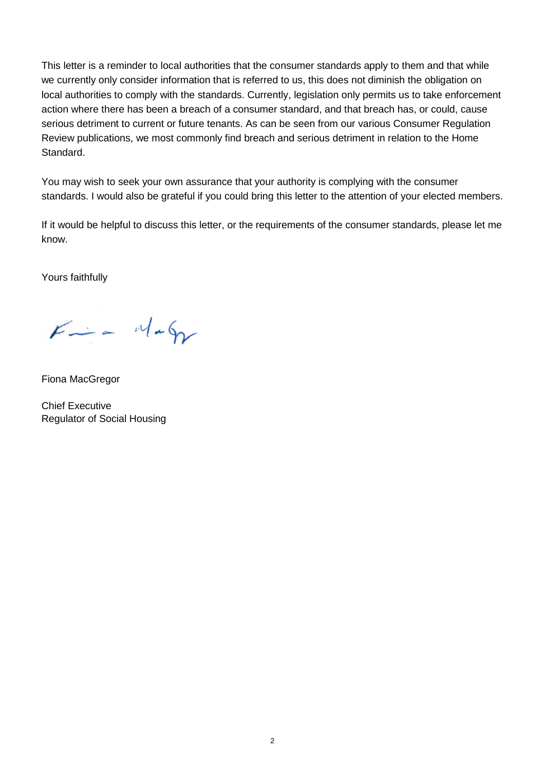This letter is a reminder to local authorities that the consumer standards apply to them and that while we currently only consider information that is referred to us, this does not diminish the obligation on local authorities to comply with the standards. Currently, legislation only permits us to take enforcement action where there has been a breach of a consumer standard, and that breach has, or could, cause serious detriment to current or future tenants. As can be seen from our various Consumer Regulation Review publications, we most commonly find breach and serious detriment in relation to the Home Standard.

You may wish to seek your own assurance that your authority is complying with the consumer standards. I would also be grateful if you could bring this letter to the attention of your elected members.

If it would be helpful to discuss this letter, or the requirements of the consumer standards, please let me know.

Yours faithfully

Fiona MacGregor

Chief Executive
Regulator of Social Housing